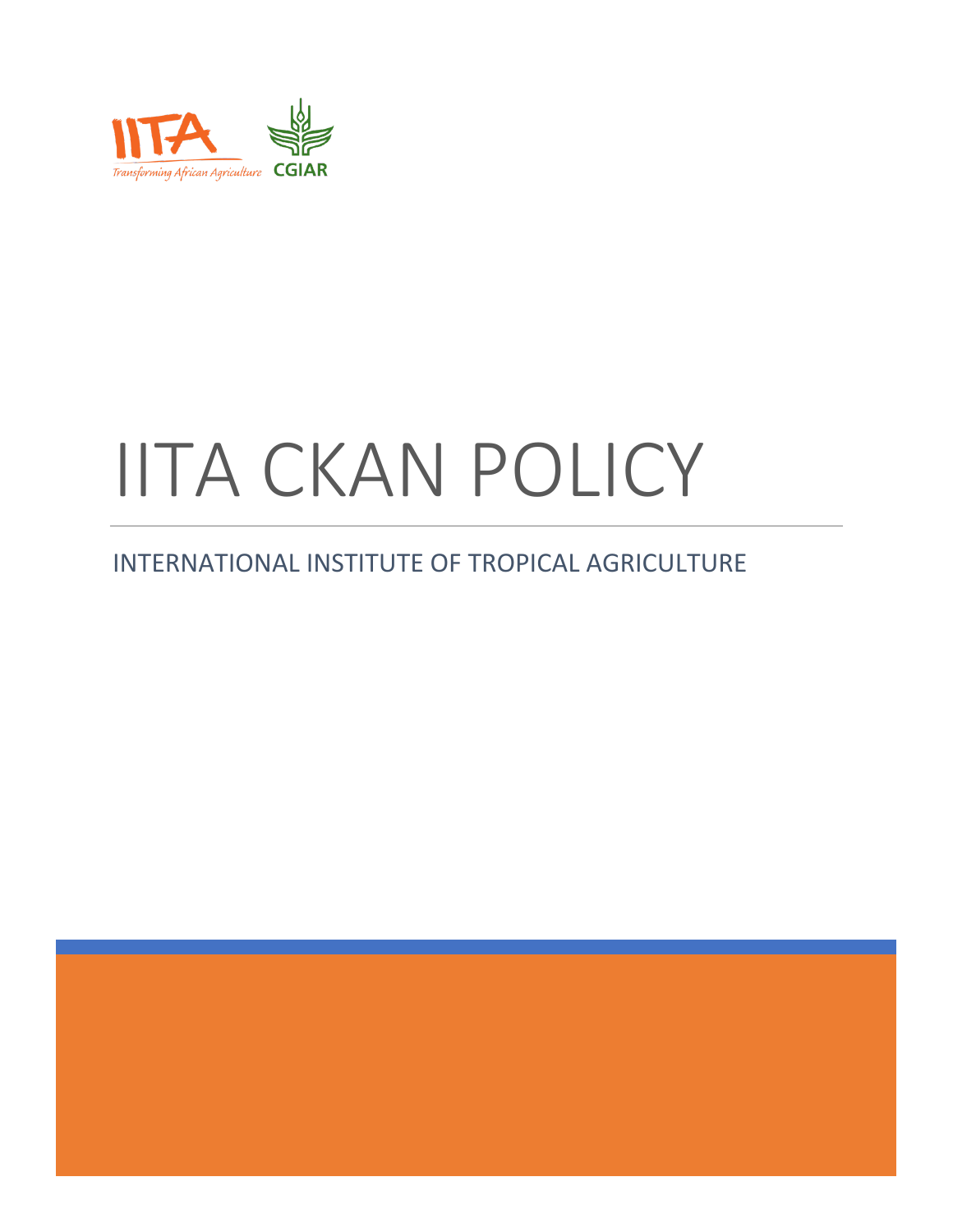IITA

*Transforming African Agriculture*

CGIAR

# IITA CKAN POLICY

## INTERNATIONAL INSTITUTE OF TROPICAL AGRICULTURE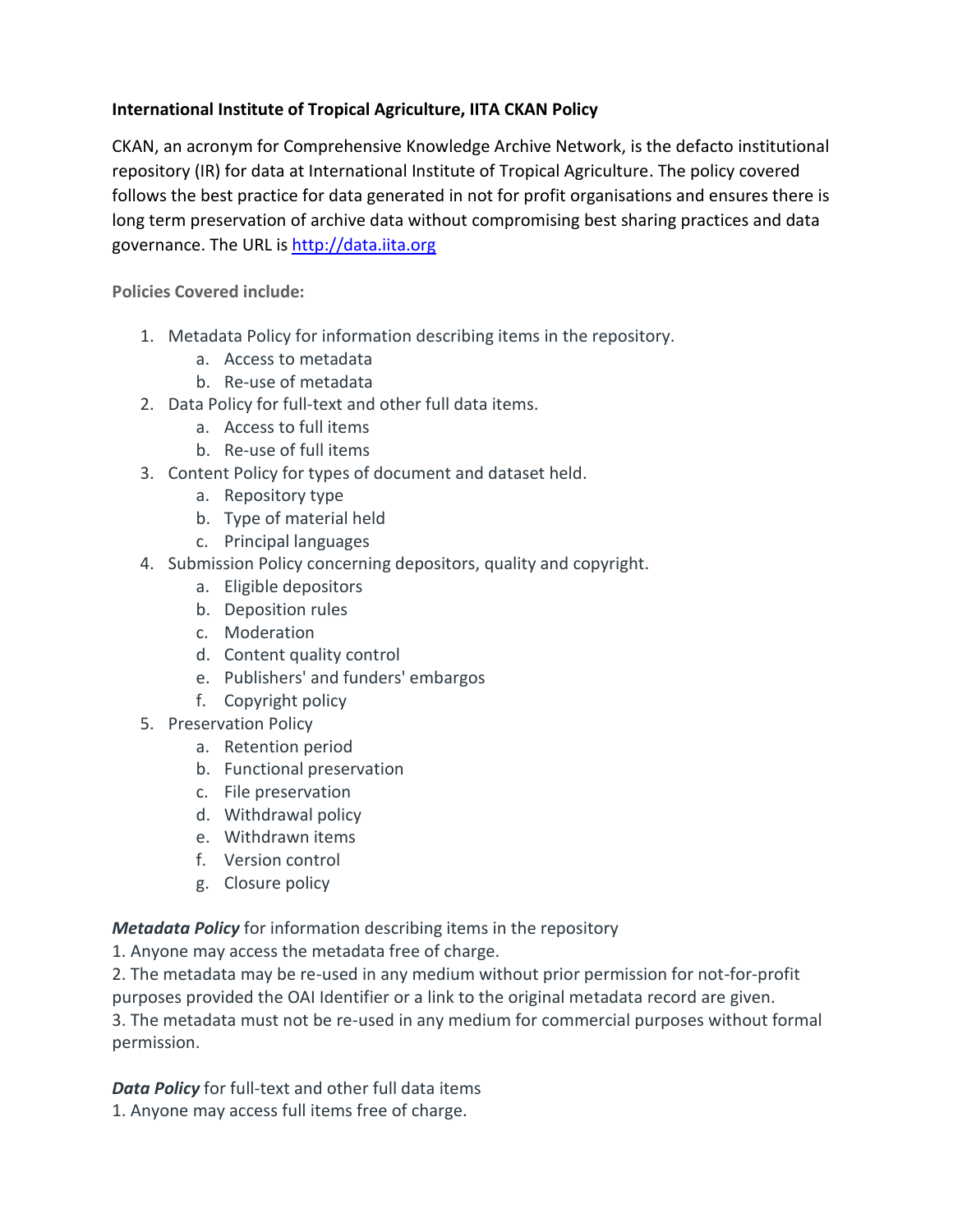**International Institute of Tropical Agriculture, IITA CKAN Policy**

CKAN, an acronym for Comprehensive Knowledge Archive Network, is the defacto institutional repository (IR) for data at International Institute of Tropical Agriculture. The policy covered follows the best practice for data generated in not for profit organisations and ensures there is long term preservation of archive data without compromising best sharing practices and data governance. The URL is [http://data.iita.org](http://data.iita.org)

**Policies Covered include:**

1. Metadata Policy for information describing items in the repository.
   a. Access to metadata
   b. Re-use of metadata
2. Data Policy for full-text and other full data items.
   a. Access to full items
   b. Re-use of full items
3. Content Policy for types of document and dataset held.
   a. Repository type
   b. Type of material held
   c. Principal languages
4. Submission Policy concerning depositors, quality and copyright.
   a. Eligible depositors
   b. Deposition rules
   c. Moderation
   d. Content quality control
   e. Publishers' and funders' embargos
   f. Copyright policy
5. Preservation Policy
   a. Retention period
   b. Functional preservation
   c. File preservation
   d. Withdrawal policy
   e. Withdrawn items
   f. Version control
   g. Closure policy

***Metadata Policy*** for information describing items in the repository
1. Anyone may access the metadata free of charge.
2. The metadata may be re-used in any medium without prior permission for not-for-profit purposes provided the OAI Identifier or a link to the original metadata record are given.
3. The metadata must not be re-used in any medium for commercial purposes without formal permission.

***Data Policy*** for full-text and other full data items
1. Anyone may access full items free of charge.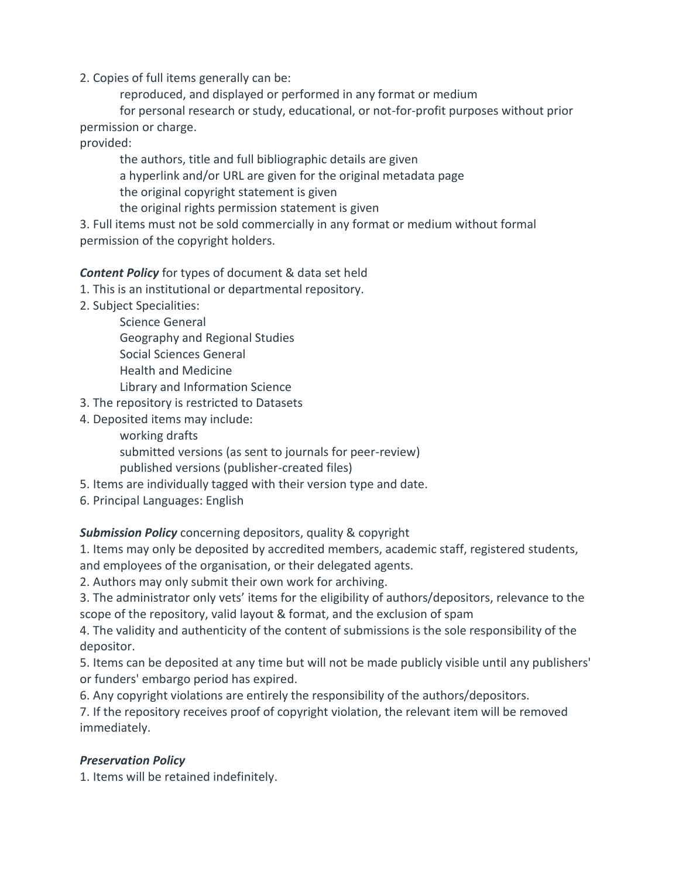2. Copies of full items generally can be:

    reproduced, and displayed or performed in any format or medium

    for personal research or study, educational, or not-for-profit purposes without prior permission or charge.

provided:

    the authors, title and full bibliographic details are given

    a hyperlink and/or URL are given for the original metadata page

    the original copyright statement is given

    the original rights permission statement is given

3. Full items must not be sold commercially in any format or medium without formal permission of the copyright holders.

***Content Policy*** for types of document & data set held

1. This is an institutional or departmental repository.
2. Subject Specialities:
    - Science General
    - Geography and Regional Studies
    - Social Sciences General
    - Health and Medicine
    - Library and Information Science
3. The repository is restricted to Datasets
4. Deposited items may include:
    - working drafts
    - submitted versions (as sent to journals for peer-review)
    - published versions (publisher-created files)
5. Items are individually tagged with their version type and date.
6. Principal Languages: English

***Submission Policy*** concerning depositors, quality & copyright

1. Items may only be deposited by accredited members, academic staff, registered students, and employees of the organisation, or their delegated agents.
2. Authors may only submit their own work for archiving.
3. The administrator only vets' items for the eligibility of authors/depositors, relevance to the scope of the repository, valid layout & format, and the exclusion of spam
4. The validity and authenticity of the content of submissions is the sole responsibility of the depositor.
5. Items can be deposited at any time but will not be made publicly visible until any publishers' or funders' embargo period has expired.
6. Any copyright violations are entirely the responsibility of the authors/depositors.
7. If the repository receives proof of copyright violation, the relevant item will be removed immediately.

***Preservation Policy***

1. Items will be retained indefinitely.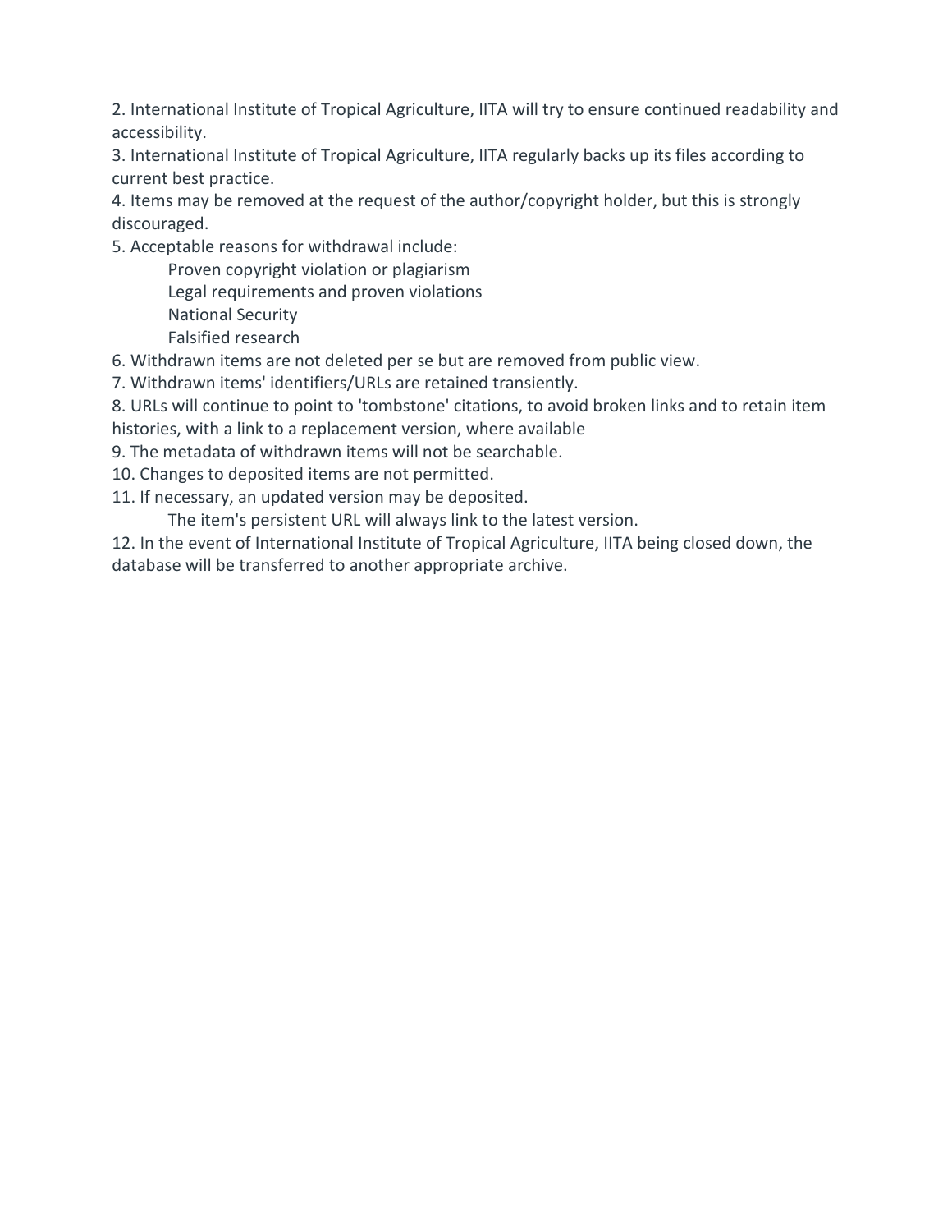2. International Institute of Tropical Agriculture, IITA will try to ensure continued readability and accessibility.
3. International Institute of Tropical Agriculture, IITA regularly backs up its files according to current best practice.
4. Items may be removed at the request of the author/copyright holder, but this is strongly discouraged.
5. Acceptable reasons for withdrawal include:
    - Proven copyright violation or plagiarism
    - Legal requirements and proven violations
    - National Security
    - Falsified research
6. Withdrawn items are not deleted per se but are removed from public view.
7. Withdrawn items' identifiers/URLs are retained transiently.
8. URLs will continue to point to 'tombstone' citations, to avoid broken links and to retain item histories, with a link to a replacement version, where available
9. The metadata of withdrawn items will not be searchable.
10. Changes to deposited items are not permitted.
11. If necessary, an updated version may be deposited.
    - The item's persistent URL will always link to the latest version.
12. In the event of International Institute of Tropical Agriculture, IITA being closed down, the database will be transferred to another appropriate archive.